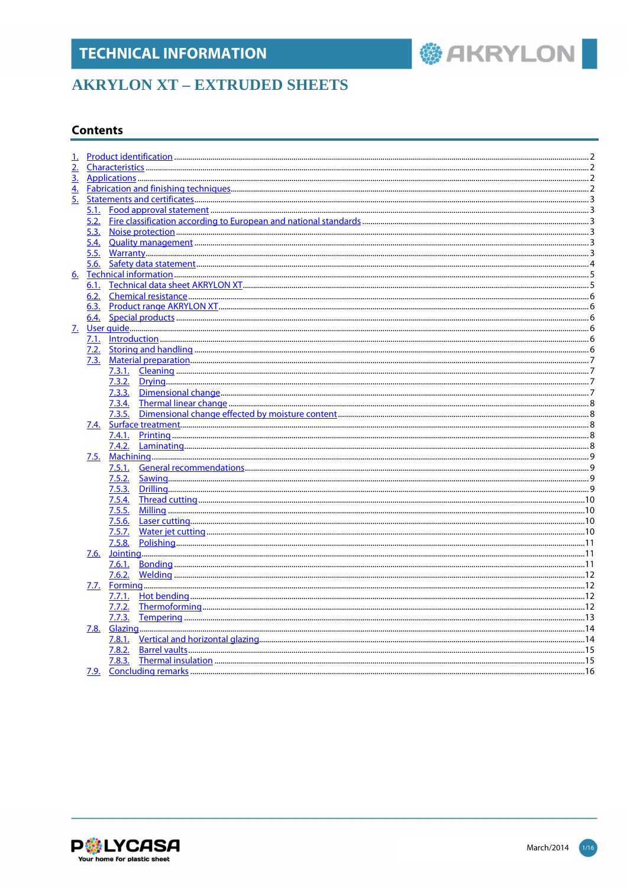# TECHNICAL INFORMATION

## AKRYLON XT – EXTRUDED SHEETS

### Contents

1. Product identification ..... 2
2. Characteristics ..... 2
3. Applications ..... 2
4. Fabrication and finishing techniques ..... 2
5. Statements and certificates ..... 3
    - 5.1. Food approval statement ..... 3
    - 5.2. Fire classification according to European and national standards ..... 3
    - 5.3. Noise protection ..... 3
    - 5.4. Quality management ..... 3
    - 5.5. Warranty ..... 3
    - 5.6. Safety data statement ..... 4
6. Technical information ..... 5
    - 6.1. Technical data sheet AKRYLON XT ..... 5
    - 6.2. Chemical resistance ..... 6
    - 6.3. Product range AKRYLON XT ..... 6
    - 6.4. Special products ..... 6
7. User guide ..... 6
    - 7.1. Introduction ..... 6
    - 7.2. Storing and handling ..... 6
    - 7.3. Material preparation ..... 7
        - 7.3.1. Cleaning ..... 7
        - 7.3.2. Drying ..... 7
        - 7.3.3. Dimensional change ..... 7
        - 7.3.4. Thermal linear change ..... 8
        - 7.3.5. Dimensional change effected by moisture content ..... 8
    - 7.4. Surface treatment ..... 8
        - 7.4.1. Printing ..... 8
        - 7.4.2. Laminating ..... 8
    - 7.5. Machining ..... 9
        - 7.5.1. General recommendations ..... 9
        - 7.5.2. Sawing ..... 9
        - 7.5.3. Drilling ..... 9
        - 7.5.4. Thread cutting ..... 10
        - 7.5.5. Milling ..... 10
        - 7.5.6. Laser cutting ..... 10
        - 7.5.7. Water jet cutting ..... 10
        - 7.5.8. Polishing ..... 11
    - 7.6. Jointing ..... 11
        - 7.6.1. Bonding ..... 11
        - 7.6.2. Welding ..... 12
    - 7.7. Forming ..... 12
        - 7.7.1. Hot bending ..... 12
        - 7.7.2. Thermoforming ..... 12
        - 7.7.3. Tempering ..... 13
    - 7.8. Glazing ..... 14
        - 7.8.1. Vertical and horizontal glazing ..... 14
        - 7.8.2. Barrel vaults ..... 15
        - 7.8.3. Thermal insulation ..... 15
    - 7.9. Concluding remarks ..... 16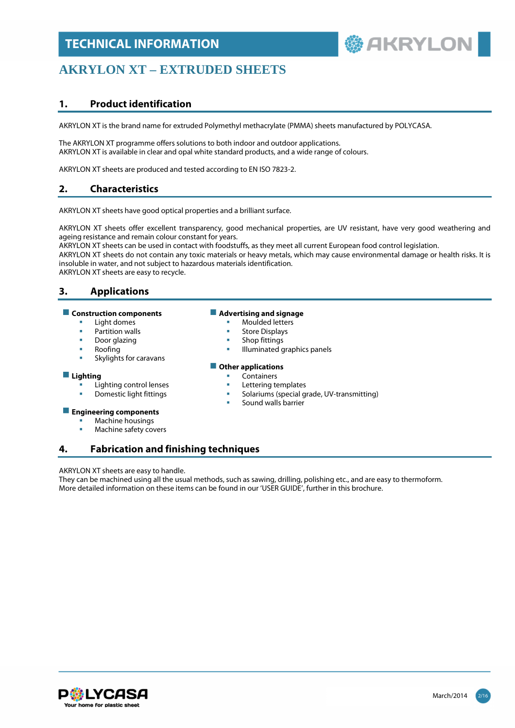# TECHNICAL INFORMATION

# AKRYLON XT – EXTRUDED SHEETS

## 1. Product identification

AKRYLON XT is the brand name for extruded Polymethyl methacrylate (PMMA) sheets manufactured by POLYCASA.

The AKRYLON XT programme offers solutions to both indoor and outdoor applications.
AKRYLON XT is available in clear and opal white standard products, and a wide range of colours.

AKRYLON XT sheets are produced and tested according to EN ISO 7823-2.

## 2. Characteristics

AKRYLON XT sheets have good optical properties and a brilliant surface.

AKRYLON XT sheets offer excellent transparency, good mechanical properties, are UV resistant, have very good weathering and ageing resistance and remain colour constant for years.
AKRYLON XT sheets can be used in contact with foodstuffs, as they meet all current European food control legislation.
AKRYLON XT sheets do not contain any toxic materials or heavy metals, which may cause environmental damage or health risks. It is insoluble in water, and not subject to hazardous materials identification.
AKRYLON XT sheets are easy to recycle.

## 3. Applications

- **Construction components**
  - Light domes
  - Partition walls
  - Door glazing
  - Roofing
  - Skylights for caravans
- **Lighting**
  - Lighting control lenses
  - Domestic light fittings
- **Engineering components**
  - Machine housings
  - Machine safety covers
- **Advertising and signage**
  - Moulded letters
  - Store Displays
  - Shop fittings
  - Illuminated graphics panels
- **Other applications**
  - Containers
  - Lettering templates
  - Solariums (special grade, UV-transmitting)
  - Sound walls barrier

## 4. Fabrication and finishing techniques

AKRYLON XT sheets are easy to handle.
They can be machined using all the usual methods, such as sawing, drilling, polishing etc., and are easy to thermoform.
More detailed information on these items can be found in our 'USER GUIDE', further in this brochure.

March/2014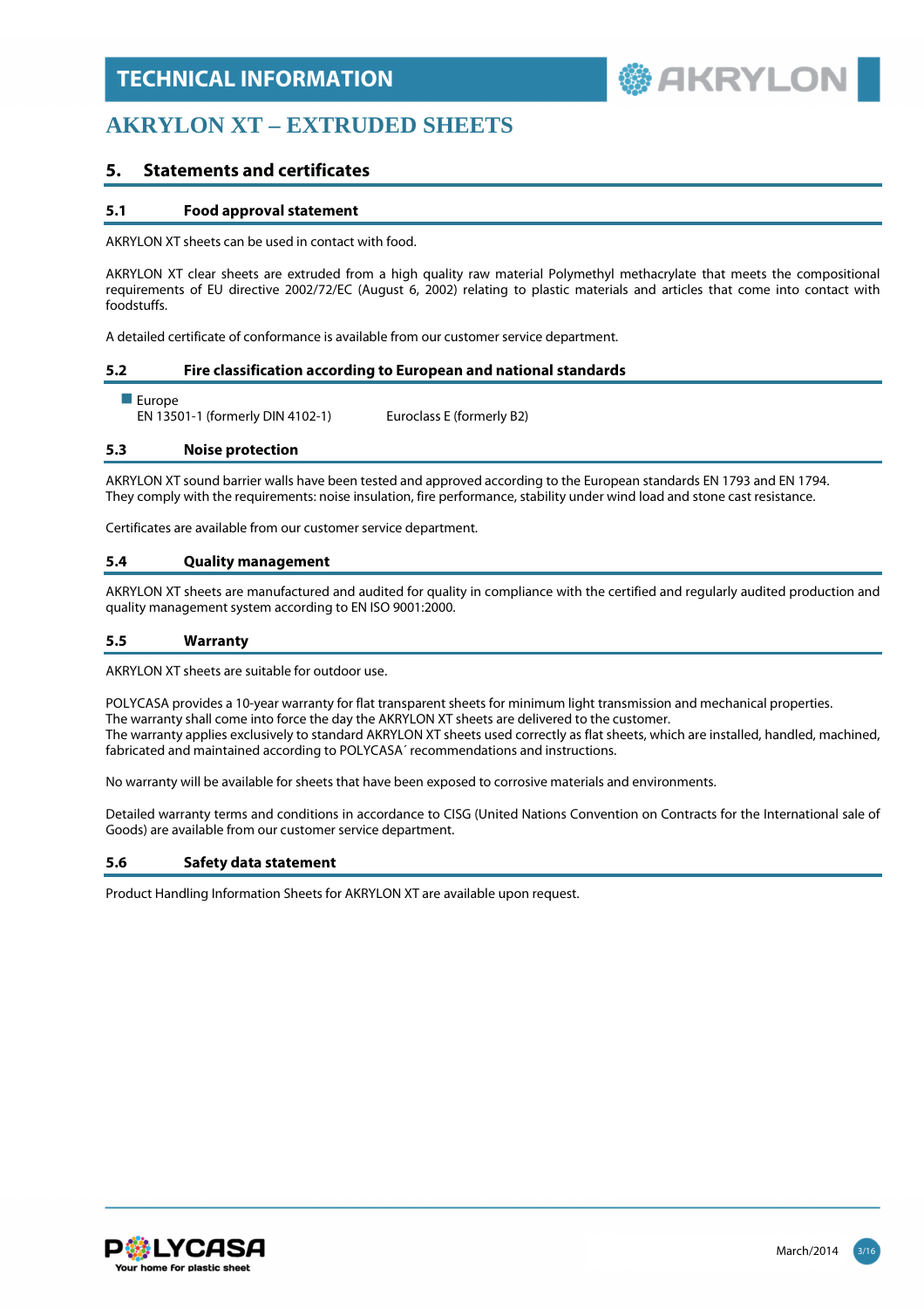# AKRYLON XT – EXTRUDED SHEETS

## 5. Statements and certificates

### 5.1 Food approval statement

AKRYLON XT sheets can be used in contact with food.

AKRYLON XT clear sheets are extruded from a high quality raw material Polymethyl methacrylate that meets the compositional requirements of EU directive 2002/72/EC (August 6, 2002) relating to plastic materials and articles that come into contact with foodstuffs.

A detailed certificate of conformance is available from our customer service department.

### 5.2 Fire classification according to European and national standards

- Europe
  EN 13501-1 (formerly DIN 4102-1) Euroclass E (formerly B2)

### 5.3 Noise protection

AKRYLON XT sound barrier walls have been tested and approved according to the European standards EN 1793 and EN 1794. They comply with the requirements: noise insulation, fire performance, stability under wind load and stone cast resistance.

Certificates are available from our customer service department.

### 5.4 Quality management

AKRYLON XT sheets are manufactured and audited for quality in compliance with the certified and regularly audited production and quality management system according to EN ISO 9001:2000.

### 5.5 Warranty

AKRYLON XT sheets are suitable for outdoor use.

POLYCASA provides a 10-year warranty for flat transparent sheets for minimum light transmission and mechanical properties.
The warranty shall come into force the day the AKRYLON XT sheets are delivered to the customer.
The warranty applies exclusively to standard AKRYLON XT sheets used correctly as flat sheets, which are installed, handled, machined, fabricated and maintained according to POLYCASA´ recommendations and instructions.

No warranty will be available for sheets that have been exposed to corrosive materials and environments.

Detailed warranty terms and conditions in accordance to CISG (United Nations Convention on Contracts for the International sale of Goods) are available from our customer service department.

### 5.6 Safety data statement

Product Handling Information Sheets for AKRYLON XT are available upon request.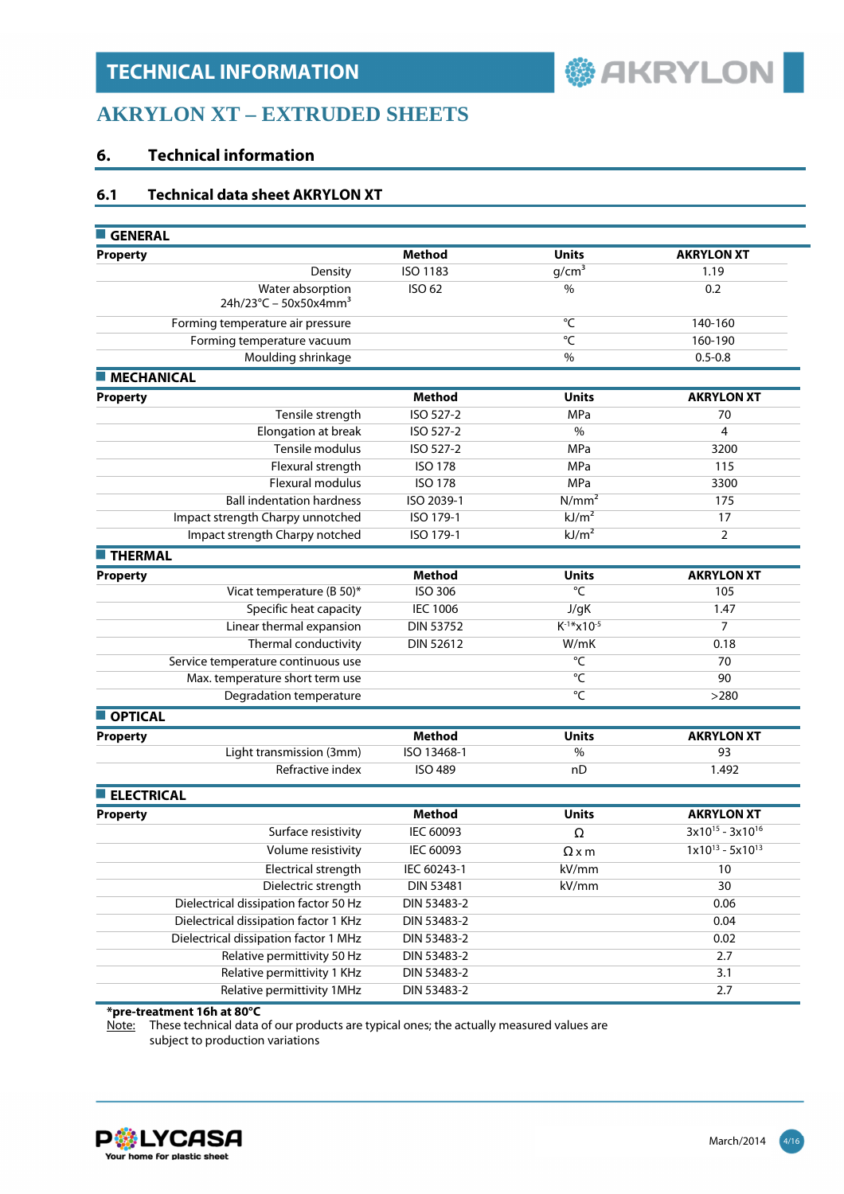## AKRYLON XT – EXTRUDED SHEETS

## 6. Technical information

### 6.1 Technical data sheet AKRYLON XT

**GENERAL**

| Property | Method | Units | AKRYLON XT |
|---|---|---|---|
| Density | ISO 1183 | g/cm$^3$ | 1.19 |
| Water absorption 24h/23°C – 50x50x4mm$^3$ | ISO 62 | % | 0.2 |
| Forming temperature air pressure | | °C | 140-160 |
| Forming temperature vacuum | | °C | 160-190 |
| Moulding shrinkage | | % | 0.5-0.8 |

**MECHANICAL**

| Property | Method | Units | AKRYLON XT |
|---|---|---|---|
| Tensile strength | ISO 527-2 | MPa | 70 |
| Elongation at break | ISO 527-2 | % | 4 |
| Tensile modulus | ISO 527-2 | MPa | 3200 |
| Flexural strength | ISO 178 | MPa | 115 |
| Flexural modulus | ISO 178 | MPa | 3300 |
| Ball indentation hardness | ISO 2039-1 | N/mm$^2$ | 175 |
| Impact strength Charpy unnotched | ISO 179-1 | kJ/m$^2$ | 17 |
| Impact strength Charpy notched | ISO 179-1 | kJ/m$^2$ | 2 |

**THERMAL**

| Property | Method | Units | AKRYLON XT |
|---|---|---|---|
| Vicat temperature (B 50)* | ISO 306 | °C | 105 |
| Specific heat capacity | IEC 1006 | J/gK | 1.47 |
| Linear thermal expansion | DIN 53752 | $K^{-1}$*x$10^{-5}$ | 7 |
| Thermal conductivity | DIN 52612 | W/mK | 0.18 |
| Service temperature continuous use | | °C | 70 |
| Max. temperature short term use | | °C | 90 |
| Degradation temperature | | °C | >280 |

**OPTICAL**

| Property | Method | Units | AKRYLON XT |
|---|---|---|---|
| Light transmission (3mm) | ISO 13468-1 | % | 93 |
| Refractive index | ISO 489 | nD | 1.492 |

**ELECTRICAL**

| Property | Method | Units | AKRYLON XT |
|---|---|---|---|
| Surface resistivity | IEC 60093 | Ω | 3x$10^{15}$ - 3x$10^{16}$ |
| Volume resistivity | IEC 60093 | Ω x m | 1x$10^{13}$ - 5x$10^{13}$ |
| Electrical strength | IEC 60243-1 | kV/mm | 10 |
| Dielectric strength | DIN 53481 | kV/mm | 30 |
| Dielectrical dissipation factor 50 Hz | DIN 53483-2 | | 0.06 |
| Dielectrical dissipation factor 1 KHz | DIN 53483-2 | | 0.04 |
| Dielectrical dissipation factor 1 MHz | DIN 53483-2 | | 0.02 |
| Relative permittivity 50 Hz | DIN 53483-2 | | 2.7 |
| Relative permittivity 1 KHz | DIN 53483-2 | | 3.1 |
| Relative permittivity 1MHz | DIN 53483-2 | | 2.7 |

**\*pre-treatment 16h at 80°C**

Note: These technical data of our products are typical ones; the actually measured values are subject to production variations

March/2014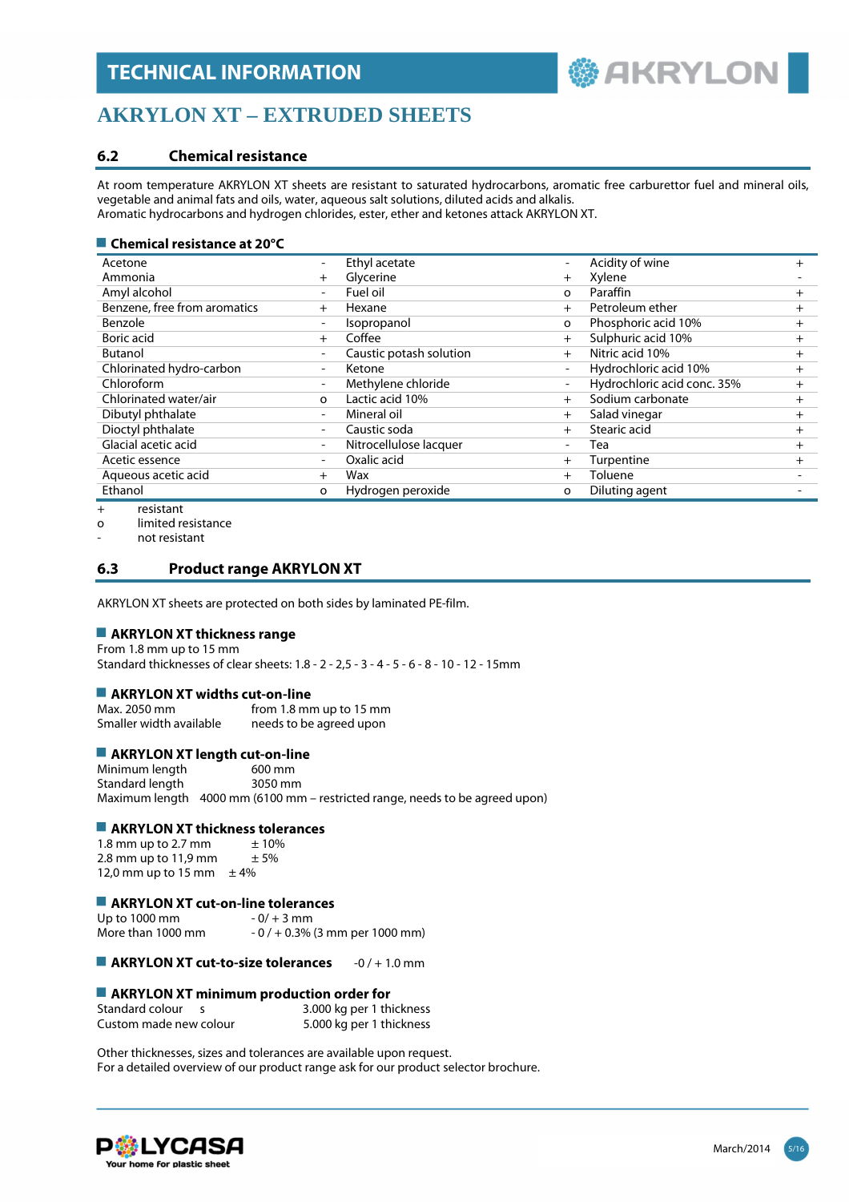## AKRYLON XT – EXTRUDED SHEETS

### 6.2 Chemical resistance

At room temperature AKRYLON XT sheets are resistant to saturated hydrocarbons, aromatic free carburettor fuel and mineral oils, vegetable and animal fats and oils, water, aqueous salt solutions, diluted acids and alkalis.
Aromatic hydrocarbons and hydrogen chlorides, ester, ether and ketones attack AKRYLON XT.

#### Chemical resistance at 20°C

| | | | | | |
|---|---|---|---|---|---|
| Acetone | - | Ethyl acetate | - | Acidity of wine | + |
| Ammonia | + | Glycerine | + | Xylene | - |
| Amyl alcohol | - | Fuel oil | o | Paraffin | + |
| Benzene, free from aromatics | + | Hexane | + | Petroleum ether | + |
| Benzole | - | Isopropanol | o | Phosphoric acid 10% | + |
| Boric acid | + | Coffee | + | Sulphuric acid 10% | + |
| Butanol | - | Caustic potash solution | + | Nitric acid 10% | + |
| Chlorinated hydro-carbon | - | Ketone | - | Hydrochloric acid 10% | + |
| Chloroform | - | Methylene chloride | - | Hydrochloric acid conc. 35% | + |
| Chlorinated water/air | o | Lactic acid 10% | + | Sodium carbonate | + |
| Dibutyl phthalate | - | Mineral oil | + | Salad vinegar | + |
| Dioctyl phthalate | - | Caustic soda | + | Stearic acid | + |
| Glacial acetic acid | - | Nitrocellulose lacquer | - | Tea | + |
| Acetic essence | - | Oxalic acid | + | Turpentine | + |
| Aqueous acetic acid | + | Wax | + | Toluene | - |
| Ethanol | o | Hydrogen peroxide | o | Diluting agent | - |

+ resistant
o limited resistance
- not resistant

### 6.3 Product range AKRYLON XT

AKRYLON XT sheets are protected on both sides by laminated PE-film.

#### AKRYLON XT thickness range

From 1.8 mm up to 15 mm
Standard thicknesses of clear sheets: 1.8 - 2 - 2,5 - 3 - 4 - 5 - 6 - 8 - 10 - 12 - 15mm

#### AKRYLON XT widths cut-on-line

| | |
|---|---|
| Max. 2050 mm | from 1.8 mm up to 15 mm |
| Smaller width available | needs to be agreed upon |

#### AKRYLON XT length cut-on-line

| | |
|---|---|
| Minimum length | 600 mm |
| Standard length | 3050 mm |
| Maximum length | 4000 mm (6100 mm – restricted range, needs to be agreed upon) |

#### AKRYLON XT thickness tolerances

| | |
|---|---|
| 1.8 mm up to 2.7 mm | ± 10% |
| 2.8 mm up to 11,9 mm | ± 5% |
| 12,0 mm up to 15 mm | ± 4% |

#### AKRYLON XT cut-on-line tolerances

| | |
|---|---|
| Up to 1000 mm | - 0/ + 3 mm |
| More than 1000 mm | - 0 / + 0.3% (3 mm per 1000 mm) |

#### AKRYLON XT cut-to-size tolerances -0 / + 1.0 mm

#### AKRYLON XT minimum production order for

| | |
|---|---|
| Standard colour s | 3.000 kg per 1 thickness |
| Custom made new colour | 5.000 kg per 1 thickness |

Other thicknesses, sizes and tolerances are available upon request.
For a detailed overview of our product range ask for our product selector brochure.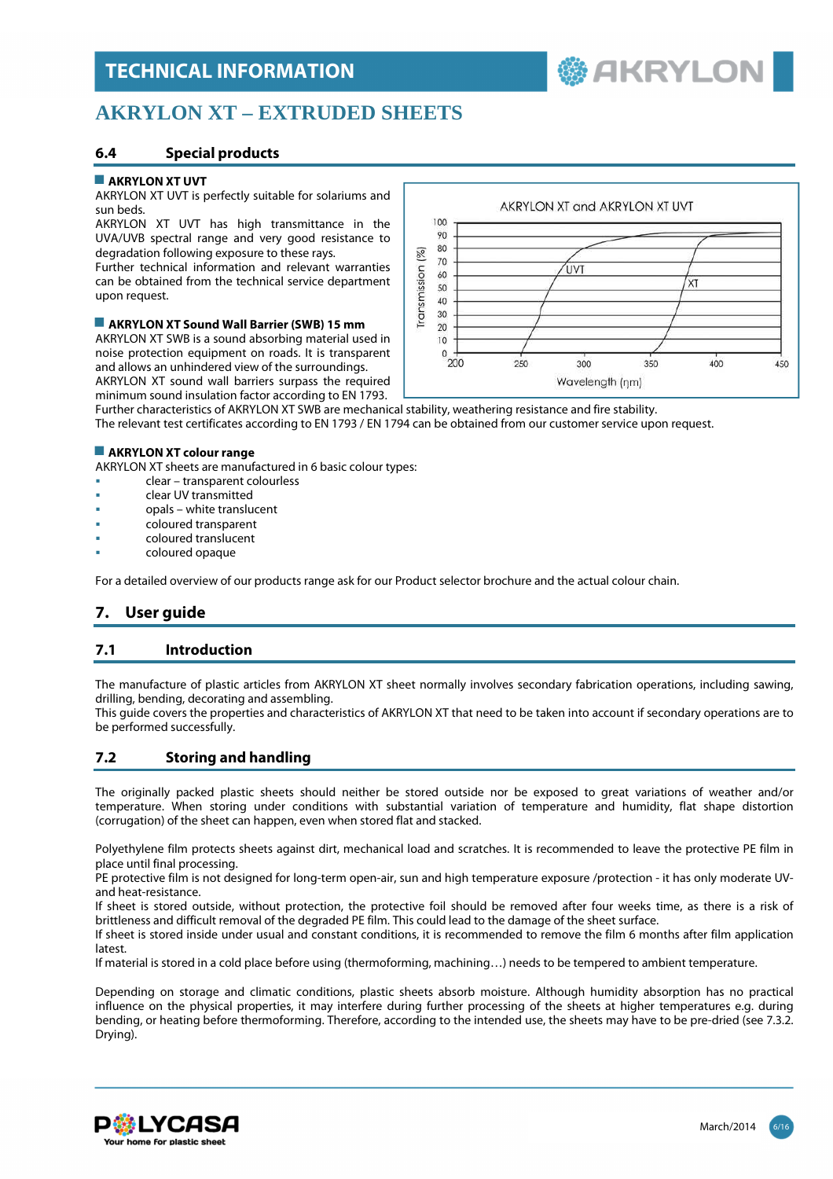# TECHNICAL INFORMATION

# AKRYLON XT – EXTRUDED SHEETS

## 6.4 Special products

### AKRYLON XT UVT

AKRYLON XT UVT is perfectly suitable for solariums and sun beds.
AKRYLON XT UVT has high transmittance in the UVA/UVB spectral range and very good resistance to degradation following exposure to these rays.
Further technical information and relevant warranties can be obtained from the technical service department upon request.

### AKRYLON XT Sound Wall Barrier (SWB) 15 mm

AKRYLON XT SWB is a sound absorbing material used in noise protection equipment on roads. It is transparent and allows an unhindered view of the surroundings.
AKRYLON XT sound wall barriers surpass the required minimum sound insulation factor according to EN 1793.
Further characteristics of AKRYLON XT SWB are mechanical stability, weathering resistance and fire stability.
The relevant test certificates according to EN 1793 / EN 1794 can be obtained from our customer service upon request.

### AKRYLON XT colour range

AKRYLON XT sheets are manufactured in 6 basic colour types:

- clear – transparent colourless
- clear UV transmitted
- opals – white translucent
- coloured transparent
- coloured translucent
- coloured opaque

For a detailed overview of our products range ask for our Product selector brochure and the actual colour chain.

## 7. User guide

## 7.1 Introduction

The manufacture of plastic articles from AKRYLON XT sheet normally involves secondary fabrication operations, including sawing, drilling, bending, decorating and assembling.
This guide covers the properties and characteristics of AKRYLON XT that need to be taken into account if secondary operations are to be performed successfully.

## 7.2 Storing and handling

The originally packed plastic sheets should neither be stored outside nor be exposed to great variations of weather and/or temperature. When storing under conditions with substantial variation of temperature and humidity, flat shape distortion (corrugation) of the sheet can happen, even when stored flat and stacked.

Polyethylene film protects sheets against dirt, mechanical load and scratches. It is recommended to leave the protective PE film in place until final processing.
PE protective film is not designed for long-term open-air, sun and high temperature exposure /protection - it has only moderate UV- and heat-resistance.
If sheet is stored outside, without protection, the protective foil should be removed after four weeks time, as there is a risk of brittleness and difficult removal of the degraded PE film. This could lead to the damage of the sheet surface.
If sheet is stored inside under usual and constant conditions, it is recommended to remove the film 6 months after film application latest.
If material is stored in a cold place before using (thermoforming, machining…) needs to be tempered to ambient temperature.

Depending on storage and climatic conditions, plastic sheets absorb moisture. Although humidity absorption has no practical influence on the physical properties, it may interfere during further processing of the sheets at higher temperatures e.g. during bending, or heating before thermoforming. Therefore, according to the intended use, the sheets may have to be pre-dried (see 7.3.2. Drying).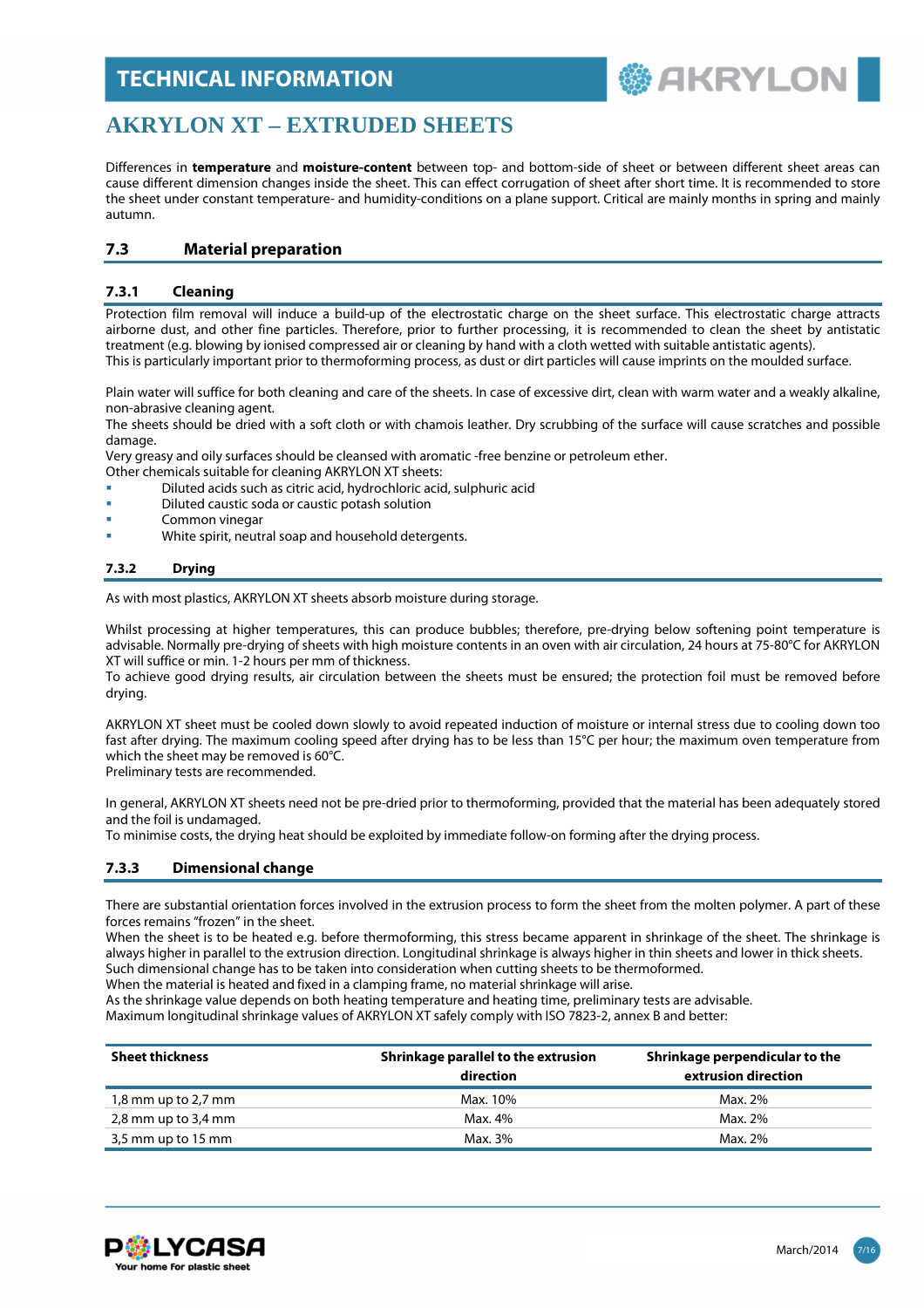Differences in **temperature** and **moisture-content** between top- and bottom-side of sheet or between different sheet areas can cause different dimension changes inside the sheet. This can effect corrugation of sheet after short time. It is recommended to store the sheet under constant temperature- and humidity-conditions on a plane support. Critical are mainly months in spring and mainly autumn.

## 7.3 Material preparation

### 7.3.1 Cleaning

Protection film removal will induce a build-up of the electrostatic charge on the sheet surface. This electrostatic charge attracts airborne dust, and other fine particles. Therefore, prior to further processing, it is recommended to clean the sheet by antistatic treatment (e.g. blowing by ionised compressed air or cleaning by hand with a cloth wetted with suitable antistatic agents).
This is particularly important prior to thermoforming process, as dust or dirt particles will cause imprints on the moulded surface.

Plain water will suffice for both cleaning and care of the sheets. In case of excessive dirt, clean with warm water and a weakly alkaline, non-abrasive cleaning agent.
The sheets should be dried with a soft cloth or with chamois leather. Dry scrubbing of the surface will cause scratches and possible damage.
Very greasy and oily surfaces should be cleansed with aromatic -free benzine or petroleum ether.
Other chemicals suitable for cleaning AKRYLON XT sheets:

- Diluted acids such as citric acid, hydrochloric acid, sulphuric acid
- Diluted caustic soda or caustic potash solution
- Common vinegar
- White spirit, neutral soap and household detergents.

### 7.3.2 Drying

As with most plastics, AKRYLON XT sheets absorb moisture during storage.

Whilst processing at higher temperatures, this can produce bubbles; therefore, pre-drying below softening point temperature is advisable. Normally pre-drying of sheets with high moisture contents in an oven with air circulation, 24 hours at 75-80°C for AKRYLON XT will suffice or min. 1-2 hours per mm of thickness.
To achieve good drying results, air circulation between the sheets must be ensured; the protection foil must be removed before drying.

AKRYLON XT sheet must be cooled down slowly to avoid repeated induction of moisture or internal stress due to cooling down too fast after drying. The maximum cooling speed after drying has to be less than 15°C per hour; the maximum oven temperature from which the sheet may be removed is 60°C.
Preliminary tests are recommended.

In general, AKRYLON XT sheets need not be pre-dried prior to thermoforming, provided that the material has been adequately stored and the foil is undamaged.
To minimise costs, the drying heat should be exploited by immediate follow-on forming after the drying process.

### 7.3.3 Dimensional change

There are substantial orientation forces involved in the extrusion process to form the sheet from the molten polymer. A part of these forces remains "frozen" in the sheet.
When the sheet is to be heated e.g. before thermoforming, this stress became apparent in shrinkage of the sheet. The shrinkage is always higher in parallel to the extrusion direction. Longitudinal shrinkage is always higher in thin sheets and lower in thick sheets.
Such dimensional change has to be taken into consideration when cutting sheets to be thermoformed.
When the material is heated and fixed in a clamping frame, no material shrinkage will arise.
As the shrinkage value depends on both heating temperature and heating time, preliminary tests are advisable.
Maximum longitudinal shrinkage values of AKRYLON XT safely comply with ISO 7823-2, annex B and better:

| Sheet thickness | Shrinkage parallel to the extrusion direction | Shrinkage perpendicular to the extrusion direction |
|---|---|---|
| 1,8 mm up to 2,7 mm | Max. 10% | Max. 2% |
| 2,8 mm up to 3,4 mm | Max. 4% | Max. 2% |
| 3,5 mm up to 15 mm | Max. 3% | Max. 2% |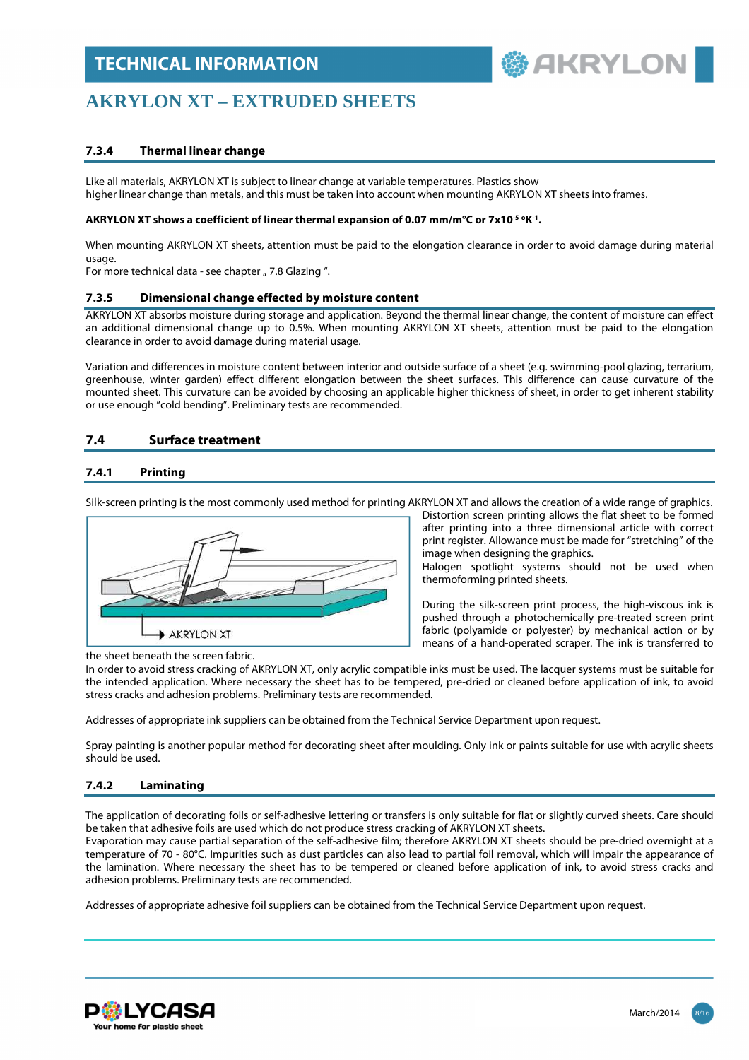## 7.3.4 Thermal linear change

Like all materials, AKRYLON XT is subject to linear change at variable temperatures. Plastics show higher linear change than metals, and this must be taken into account when mounting AKRYLON XT sheets into frames.

**AKRYLON XT shows a coefficient of linear thermal expansion of 0.07 mm/m°C or $7 \times 10^{-5}$ °K$^{-1}$.**

When mounting AKRYLON XT sheets, attention must be paid to the elongation clearance in order to avoid damage during material usage.
For more technical data - see chapter „ 7.8 Glazing ".

## 7.3.5 Dimensional change effected by moisture content

AKRYLON XT absorbs moisture during storage and application. Beyond the thermal linear change, the content of moisture can effect an additional dimensional change up to 0.5%. When mounting AKRYLON XT sheets, attention must be paid to the elongation clearance in order to avoid damage during material usage.

Variation and differences in moisture content between interior and outside surface of a sheet (e.g. swimming-pool glazing, terrarium, greenhouse, winter garden) effect different elongation between the sheet surfaces. This difference can cause curvature of the mounted sheet. This curvature can be avoided by choosing an applicable higher thickness of sheet, in order to get inherent stability or use enough "cold bending". Preliminary tests are recommended.

# 7.4 Surface treatment

## 7.4.1 Printing

Silk-screen printing is the most commonly used method for printing AKRYLON XT and allows the creation of a wide range of graphics.

AKRYLON XT

Distortion screen printing allows the flat sheet to be formed after printing into a three dimensional article with correct print register. Allowance must be made for "stretching" of the image when designing the graphics.
Halogen spotlight systems should not be used when thermoforming printed sheets.

During the silk-screen print process, the high-viscous ink is pushed through a photochemically pre-treated screen print fabric (polyamide or polyester) by mechanical action or by means of a hand-operated scraper. The ink is transferred to the sheet beneath the screen fabric.
In order to avoid stress cracking of AKRYLON XT, only acrylic compatible inks must be used. The lacquer systems must be suitable for the intended application. Where necessary the sheet has to be tempered, pre-dried or cleaned before application of ink, to avoid stress cracks and adhesion problems. Preliminary tests are recommended.

Addresses of appropriate ink suppliers can be obtained from the Technical Service Department upon request.

Spray painting is another popular method for decorating sheet after moulding. Only ink or paints suitable for use with acrylic sheets should be used.

## 7.4.2 Laminating

The application of decorating foils or self-adhesive lettering or transfers is only suitable for flat or slightly curved sheets. Care should be taken that adhesive foils are used which do not produce stress cracking of AKRYLON XT sheets.
Evaporation may cause partial separation of the self-adhesive film; therefore AKRYLON XT sheets should be pre-dried overnight at a temperature of 70 - 80°C. Impurities such as dust particles can also lead to partial foil removal, which will impair the appearance of the lamination. Where necessary the sheet has to be tempered or cleaned before application of ink, to avoid stress cracks and adhesion problems. Preliminary tests are recommended.

Addresses of appropriate adhesive foil suppliers can be obtained from the Technical Service Department upon request.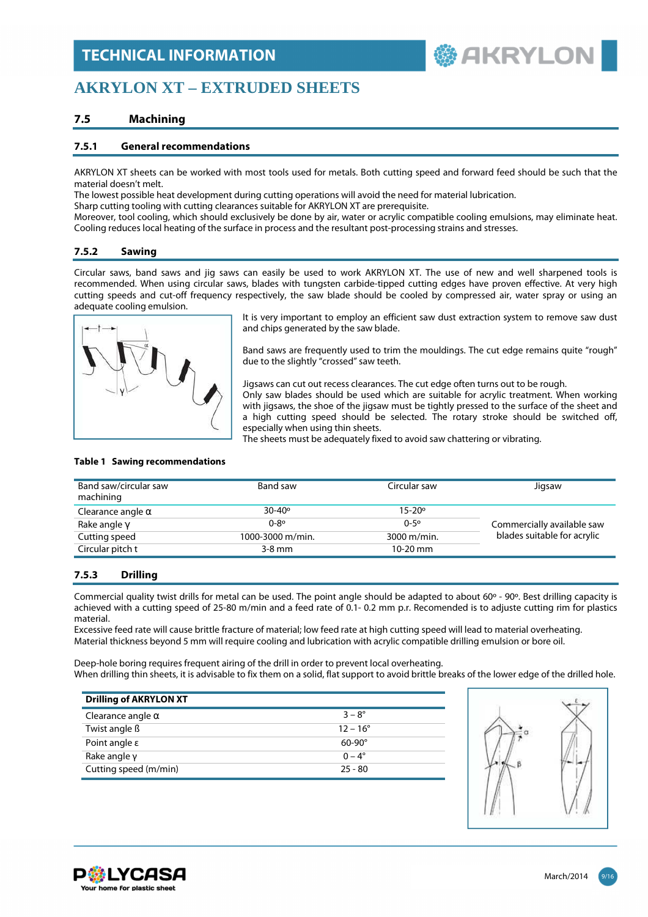## AKRYLON XT – EXTRUDED SHEETS

### 7.5 Machining

#### 7.5.1 General recommendations

AKRYLON XT sheets can be worked with most tools used for metals. Both cutting speed and forward feed should be such that the material doesn't melt.
The lowest possible heat development during cutting operations will avoid the need for material lubrication.
Sharp cutting tooling with cutting clearances suitable for AKRYLON XT are prerequisite.
Moreover, tool cooling, which should exclusively be done by air, water or acrylic compatible cooling emulsions, may eliminate heat. Cooling reduces local heating of the surface in process and the resultant post-processing strains and stresses.

#### 7.5.2 Sawing

Circular saws, band saws and jig saws can easily be used to work AKRYLON XT. The use of new and well sharpened tools is recommended. When using circular saws, blades with tungsten carbide-tipped cutting edges have proven effective. At very high cutting speeds and cut-off frequency respectively, the saw blade should be cooled by compressed air, water spray or using an adequate cooling emulsion.

It is very important to employ an efficient saw dust extraction system to remove saw dust and chips generated by the saw blade.

Band saws are frequently used to trim the mouldings. The cut edge remains quite "rough" due to the slightly "crossed" saw teeth.

Jigsaws can cut out recess clearances. The cut edge often turns out to be rough.
Only saw blades should be used which are suitable for acrylic treatment. When working with jigsaws, the shoe of the jigsaw must be tightly pressed to the surface of the sheet and a high cutting speed should be selected. The rotary stroke should be switched off, especially when using thin sheets.
The sheets must be adequately fixed to avoid saw chattering or vibrating.

**Table 1 Sawing recommendations**

| Band saw/circular saw machining | Band saw | Circular saw | Jigsaw |
|---|---|---|---|
| Clearance angle α | 30-40º | 15-20º | Commercially available saw blades suitable for acrylic |
| Rake angle γ | 0-8º | 0-5º | |
| Cutting speed | 1000-3000 m/min. | 3000 m/min. | |
| Circular pitch t | 3-8 mm | 10-20 mm | |

#### 7.5.3 Drilling

Commercial quality twist drills for metal can be used. The point angle should be adapted to about 60º - 90º. Best drilling capacity is achieved with a cutting speed of 25-80 m/min and a feed rate of 0.1- 0.2 mm p.r. Recomended is to adjuste cutting rim for plastics material.
Excessive feed rate will cause brittle fracture of material; low feed rate at high cutting speed will lead to material overheating.
Material thickness beyond 5 mm will require cooling and lubrication with acrylic compatible drilling emulsion or bore oil.

Deep-hole boring requires frequent airing of the drill in order to prevent local overheating.
When drilling thin sheets, it is advisable to fix them on a solid, flat support to avoid brittle breaks of the lower edge of the drilled hole.

| Drilling of AKRYLON XT | |
|---|---|
| Clearance angle α | 3 – 8° |
| Twist angle ß | 12 – 16° |
| Point angle ε | 60-90° |
| Rake angle γ | 0 – 4° |
| Cutting speed (m/min) | 25 - 80 |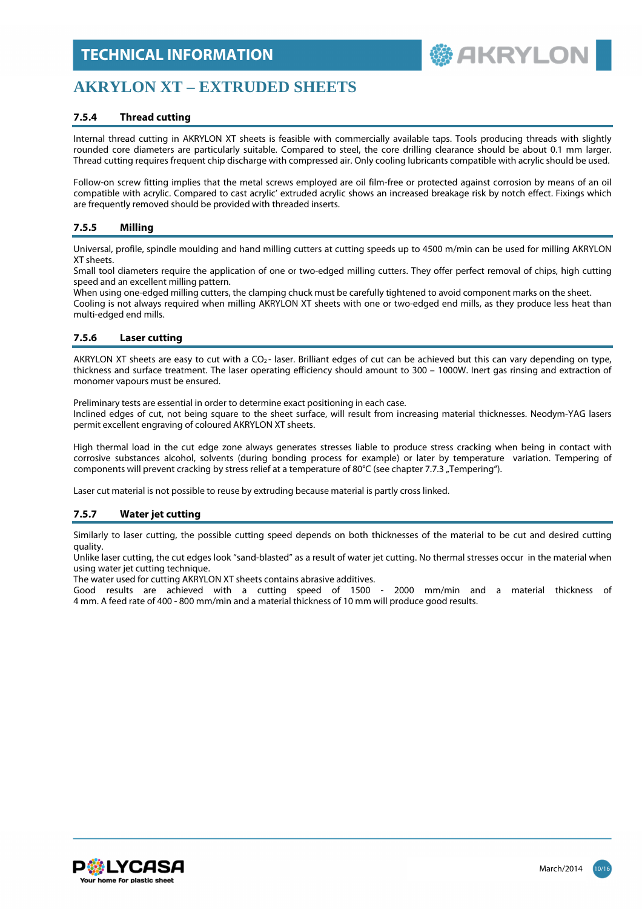# TECHNICAL INFORMATION

## AKRYLON XT – EXTRUDED SHEETS

### 7.5.4 Thread cutting

Internal thread cutting in AKRYLON XT sheets is feasible with commercially available taps. Tools producing threads with slightly rounded core diameters are particularly suitable. Compared to steel, the core drilling clearance should be about 0.1 mm larger. Thread cutting requires frequent chip discharge with compressed air. Only cooling lubricants compatible with acrylic should be used.

Follow-on screw fitting implies that the metal screws employed are oil film-free or protected against corrosion by means of an oil compatible with acrylic. Compared to cast acrylic' extruded acrylic shows an increased breakage risk by notch effect. Fixings which are frequently removed should be provided with threaded inserts.

### 7.5.5 Milling

Universal, profile, spindle moulding and hand milling cutters at cutting speeds up to 4500 m/min can be used for milling AKRYLON XT sheets.
Small tool diameters require the application of one or two-edged milling cutters. They offer perfect removal of chips, high cutting speed and an excellent milling pattern.
When using one-edged milling cutters, the clamping chuck must be carefully tightened to avoid component marks on the sheet.
Cooling is not always required when milling AKRYLON XT sheets with one or two-edged end mills, as they produce less heat than multi-edged end mills.

### 7.5.6 Laser cutting

AKRYLON XT sheets are easy to cut with a $CO_2$ - laser. Brilliant edges of cut can be achieved but this can vary depending on type, thickness and surface treatment. The laser operating efficiency should amount to 300 – 1000W. Inert gas rinsing and extraction of monomer vapours must be ensured.

Preliminary tests are essential in order to determine exact positioning in each case.
Inclined edges of cut, not being square to the sheet surface, will result from increasing material thicknesses. Neodym-YAG lasers permit excellent engraving of coloured AKRYLON XT sheets.

High thermal load in the cut edge zone always generates stresses liable to produce stress cracking when being in contact with corrosive substances alcohol, solvents (during bonding process for example) or later by temperature variation. Tempering of components will prevent cracking by stress relief at a temperature of 80°C (see chapter 7.7.3 „Tempering").

Laser cut material is not possible to reuse by extruding because material is partly cross linked.

### 7.5.7 Water jet cutting

Similarly to laser cutting, the possible cutting speed depends on both thicknesses of the material to be cut and desired cutting quality.
Unlike laser cutting, the cut edges look "sand-blasted" as a result of water jet cutting. No thermal stresses occur in the material when using water jet cutting technique.
The water used for cutting AKRYLON XT sheets contains abrasive additives.
Good results are achieved with a cutting speed of 1500 - 2000 mm/min and a material thickness of 4 mm. A feed rate of 400 - 800 mm/min and a material thickness of 10 mm will produce good results.

March/2014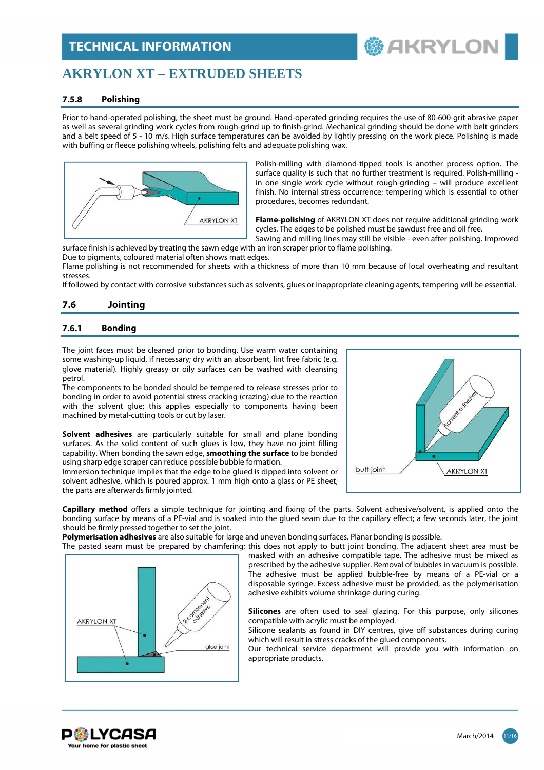# AKRYLON XT – EXTRUDED SHEETS

### 7.5.8 Polishing

Prior to hand-operated polishing, the sheet must be ground. Hand-operated grinding requires the use of 80-600-grit abrasive paper as well as several grinding work cycles from rough-grind up to finish-grind. Mechanical grinding should be done with belt grinders and a belt speed of 5 - 10 m/s. High surface temperatures can be avoided by lightly pressing on the work piece. Polishing is made with buffing or fleece polishing wheels, polishing felts and adequate polishing wax.

Polish-milling with diamond-tipped tools is another process option. The surface quality is such that no further treatment is required. Polish-milling - in one single work cycle without rough-grinding – will produce excellent finish. No internal stress occurrence; tempering which is essential to other procedures, becomes redundant.

**Flame-polishing** of AKRYLON XT does not require additional grinding work cycles. The edges to be polished must be sawdust free and oil free.
Sawing and milling lines may still be visible - even after polishing. Improved surface finish is achieved by treating the sawn edge with an iron scraper prior to flame polishing.
Due to pigments, coloured material often shows matt edges.
Flame polishing is not recommended for sheets with a thickness of more than 10 mm because of local overheating and resultant stresses.
If followed by contact with corrosive substances such as solvents, glues or inappropriate cleaning agents, tempering will be essential.

## 7.6 Jointing

### 7.6.1 Bonding

The joint faces must be cleaned prior to bonding. Use warm water containing some washing-up liquid, if necessary; dry with an absorbent, lint free fabric (e.g. glove material). Highly greasy or oily surfaces can be washed with cleansing petrol.
The components to be bonded should be tempered to release stresses prior to bonding in order to avoid potential stress cracking (crazing) due to the reaction with the solvent glue; this applies especially to components having been machined by metal-cutting tools or cut by laser.

**Solvent adhesives** are particularly suitable for small and plane bonding surfaces. As the solid content of such glues is low, they have no joint filling capability. When bonding the sawn edge, **smoothing the surface** to be bonded using sharp edge scraper can reduce possible bubble formation.
Immersion technique implies that the edge to be glued is dipped into solvent or solvent adhesive, which is poured approx. 1 mm high onto a glass or PE sheet; the parts are afterwards firmly jointed.

**Capillary method** offers a simple technique for jointing and fixing of the parts. Solvent adhesive/solvent, is applied onto the bonding surface by means of a PE-vial and is soaked into the glued seam due to the capillary effect; a few seconds later, the joint should be firmly pressed together to set the joint.
**Polymerisation adhesives** are also suitable for large and uneven bonding surfaces. Planar bonding is possible.
The pasted seam must be prepared by chamfering; this does not apply to butt joint bonding. The adjacent sheet area must be masked with an adhesive compatible tape. The adhesive must be mixed as prescribed by the adhesive supplier. Removal of bubbles in vacuum is possible. The adhesive must be applied bubble-free by means of a PE-vial or a disposable syringe. Excess adhesive must be provided, as the polymerisation adhesive exhibits volume shrinkage during curing.

**Silicones** are often used to seal glazing. For this purpose, only silicones compatible with acrylic must be employed.
Silicone sealants as found in DIY centres, give off substances during curing which will result in stress cracks of the glued components.
Our technical service department will provide you with information on appropriate products.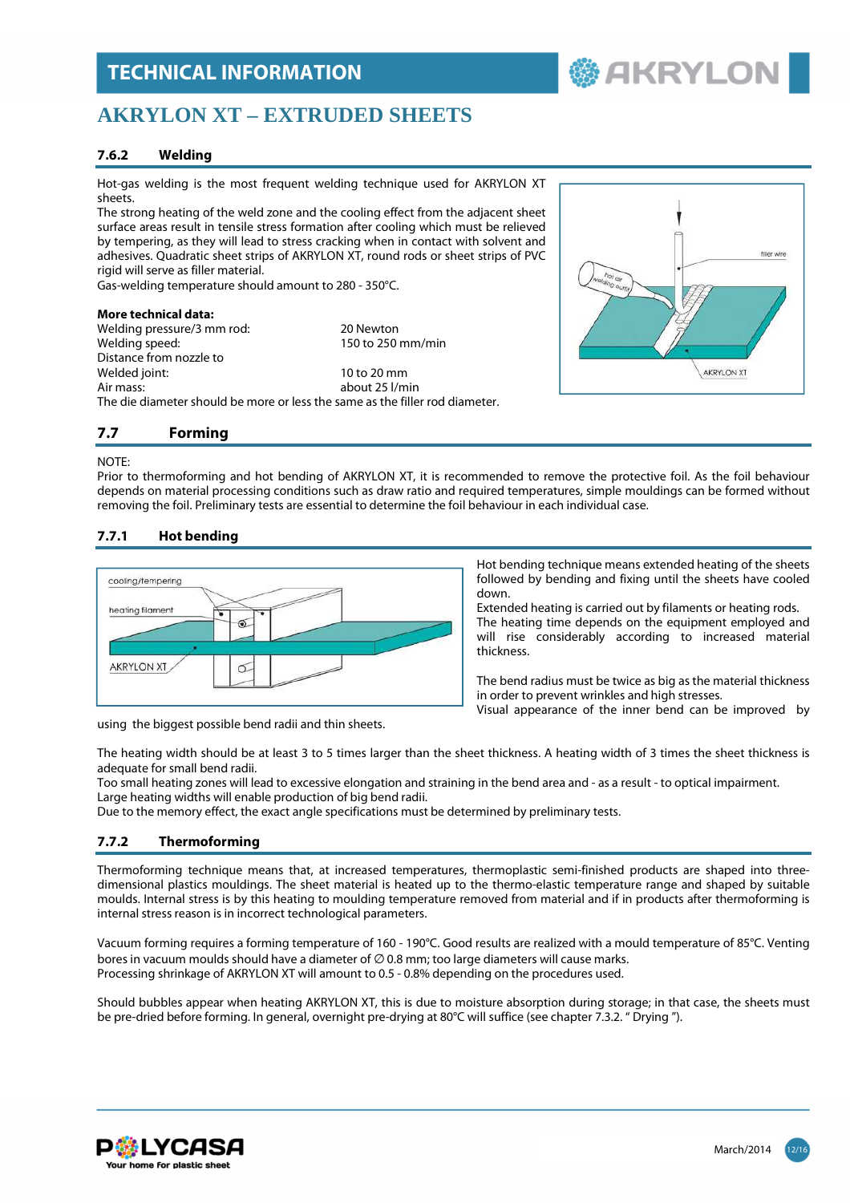# AKRYLON XT – EXTRUDED SHEETS

### 7.6.2 Welding

Hot-gas welding is the most frequent welding technique used for AKRYLON XT sheets.
The strong heating of the weld zone and the cooling effect from the adjacent sheet surface areas result in tensile stress formation after cooling which must be relieved by tempering, as they will lead to stress cracking when in contact with solvent and adhesives. Quadratic sheet strips of AKRYLON XT, round rods or sheet strips of PVC rigid will serve as filler material.
Gas-welding temperature should amount to 280 - 350°C.

**More technical data:**

| | |
|---|---|
| Welding pressure/3 mm rod: | 20 Newton |
| Welding speed: | 150 to 250 mm/min |
| Distance from nozzle to | |
| Welded joint: | 10 to 20 mm |
| Air mass: | about 25 l/min |

The die diameter should be more or less the same as the filler rod diameter.

## 7.7 Forming

NOTE:
Prior to thermoforming and hot bending of AKRYLON XT, it is recommended to remove the protective foil. As the foil behaviour depends on material processing conditions such as draw ratio and required temperatures, simple mouldings can be formed without removing the foil. Preliminary tests are essential to determine the foil behaviour in each individual case.

### 7.7.1 Hot bending

Hot bending technique means extended heating of the sheets followed by bending and fixing until the sheets have cooled down.
Extended heating is carried out by filaments or heating rods. The heating time depends on the equipment employed and will rise considerably according to increased material thickness.

The bend radius must be twice as big as the material thickness in order to prevent wrinkles and high stresses.
Visual appearance of the inner bend can be improved by using the biggest possible bend radii and thin sheets.

The heating width should be at least 3 to 5 times larger than the sheet thickness. A heating width of 3 times the sheet thickness is adequate for small bend radii.
Too small heating zones will lead to excessive elongation and straining in the bend area and - as a result - to optical impairment.
Large heating widths will enable production of big bend radii.
Due to the memory effect, the exact angle specifications must be determined by preliminary tests.

### 7.7.2 Thermoforming

Thermoforming technique means that, at increased temperatures, thermoplastic semi-finished products are shaped into three-dimensional plastics mouldings. The sheet material is heated up to the thermo-elastic temperature range and shaped by suitable moulds. Internal stress is by this heating to moulding temperature removed from material and if in products after thermoforming is internal stress reason is in incorrect technological parameters.

Vacuum forming requires a forming temperature of 160 - 190°C. Good results are realized with a mould temperature of 85°C. Venting bores in vacuum moulds should have a diameter of ∅ 0.8 mm; too large diameters will cause marks.
Processing shrinkage of AKRYLON XT will amount to 0.5 - 0.8% depending on the procedures used.

Should bubbles appear when heating AKRYLON XT, this is due to moisture absorption during storage; in that case, the sheets must be pre-dried before forming. In general, overnight pre-drying at 80°C will suffice (see chapter 7.3.2. " Drying ").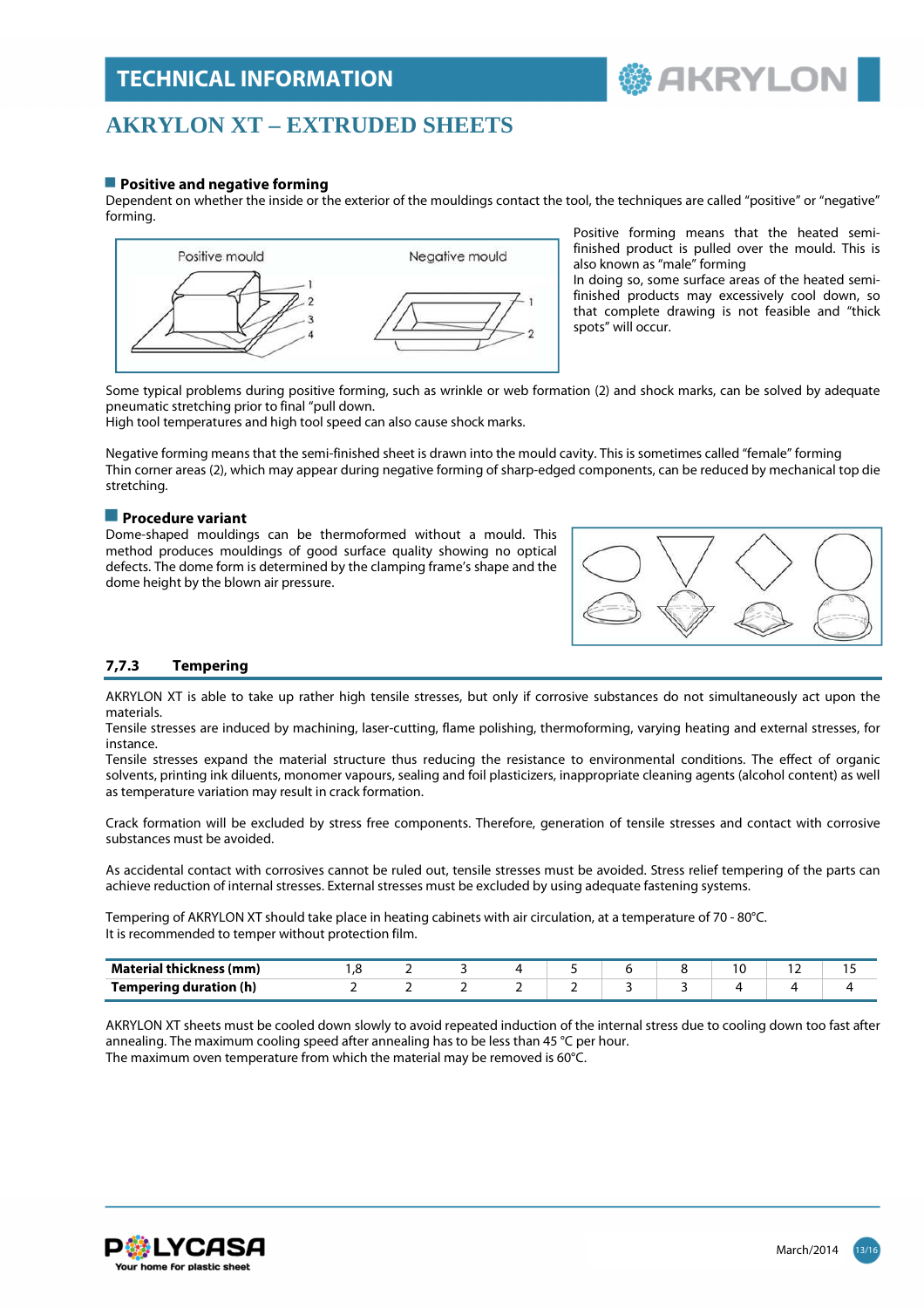# AKRYLON XT – EXTRUDED SHEETS

## Positive and negative forming

Dependent on whether the inside or the exterior of the mouldings contact the tool, the techniques are called "positive" or "negative" forming.

Positive mould

Negative mould

Positive forming means that the heated semi-finished product is pulled over the mould. This is also known as "male" forming
In doing so, some surface areas of the heated semi-finished products may excessively cool down, so that complete drawing is not feasible and "thick spots" will occur.

Some typical problems during positive forming, such as wrinkle or web formation (2) and shock marks, can be solved by adequate pneumatic stretching prior to final "pull down.
High tool temperatures and high tool speed can also cause shock marks.

Negative forming means that the semi-finished sheet is drawn into the mould cavity. This is sometimes called "female" forming
Thin corner areas (2), which may appear during negative forming of sharp-edged components, can be reduced by mechanical top die stretching.

## Procedure variant

Dome-shaped mouldings can be thermoformed without a mould. This method produces mouldings of good surface quality showing no optical defects. The dome form is determined by the clamping frame's shape and the dome height by the blown air pressure.

## 7,7.3 Tempering

AKRYLON XT is able to take up rather high tensile stresses, but only if corrosive substances do not simultaneously act upon the materials.
Tensile stresses are induced by machining, laser-cutting, flame polishing, thermoforming, varying heating and external stresses, for instance.
Tensile stresses expand the material structure thus reducing the resistance to environmental conditions. The effect of organic solvents, printing ink diluents, monomer vapours, sealing and foil plasticizers, inappropriate cleaning agents (alcohol content) as well as temperature variation may result in crack formation.

Crack formation will be excluded by stress free components. Therefore, generation of tensile stresses and contact with corrosive substances must be avoided.

As accidental contact with corrosives cannot be ruled out, tensile stresses must be avoided. Stress relief tempering of the parts can achieve reduction of internal stresses. External stresses must be excluded by using adequate fastening systems.

Tempering of AKRYLON XT should take place in heating cabinets with air circulation, at a temperature of 70 - 80°C.
It is recommended to temper without protection film.

| Material thickness (mm) | 1,8 | 2 | 3 | 4 | 5 | 6 | 8 | 10 | 12 | 15 |
|---|---|---|---|---|---|---|---|---|---|---|
| Tempering duration (h) | 2 | 2 | 2 | 2 | 2 | 3 | 3 | 4 | 4 | 4 |

AKRYLON XT sheets must be cooled down slowly to avoid repeated induction of the internal stress due to cooling down too fast after annealing. The maximum cooling speed after annealing has to be less than 45 °C per hour.
The maximum oven temperature from which the material may be removed is 60°C.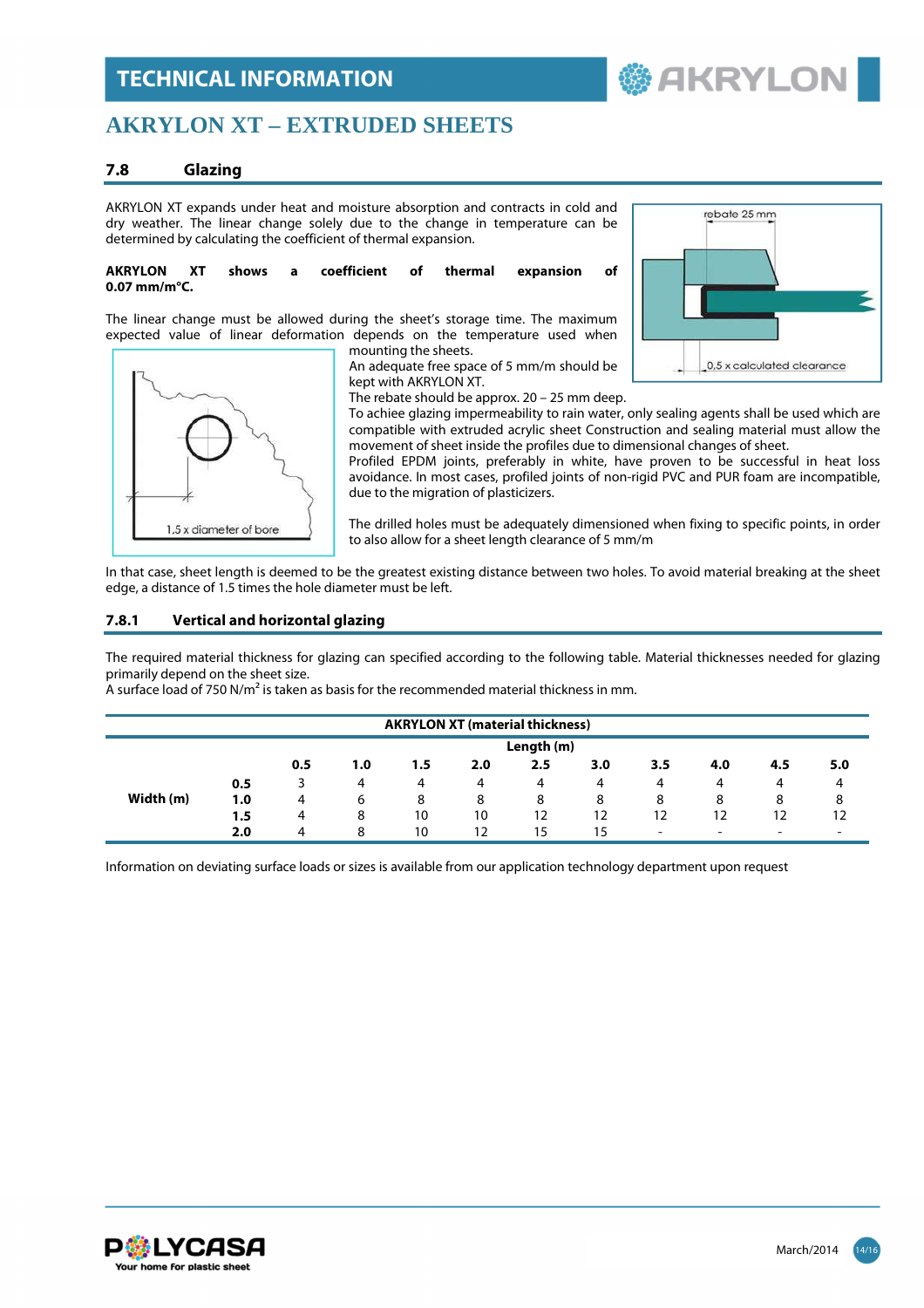# AKRYLON XT – EXTRUDED SHEETS

## 7.8 Glazing

AKRYLON XT expands under heat and moisture absorption and contracts in cold and dry weather. The linear change solely due to the change in temperature can be determined by calculating the coefficient of thermal expansion.

**AKRYLON XT shows a coefficient of thermal expansion of 0.07 mm/m°C.**

The linear change must be allowed during the sheet's storage time. The maximum expected value of linear deformation depends on the temperature used when mounting the sheets.

An adequate free space of 5 mm/m should be kept with AKRYLON XT.

The rebate should be approx. 20 – 25 mm deep.

To achiee glazing impermeability to rain water, only sealing agents shall be used which are compatible with extruded acrylic sheet Construction and sealing material must allow the movement of sheet inside the profiles due to dimensional changes of sheet.

Profiled EPDM joints, preferably in white, have proven to be successful in heat loss avoidance. In most cases, profiled joints of non-rigid PVC and PUR foam are incompatible, due to the migration of plasticizers.

The drilled holes must be adequately dimensioned when fixing to specific points, in order to also allow for a sheet length clearance of 5 mm/m

In that case, sheet length is deemed to be the greatest existing distance between two holes. To avoid material breaking at the sheet edge, a distance of 1.5 times the hole diameter must be left.

### 7.8.1 Vertical and horizontal glazing

The required material thickness for glazing can specified according to the following table. Material thicknesses needed for glazing primarily depend on the sheet size.

A surface load of 750 N/m² is taken as basis for the recommended material thickness in mm.

| AKRYLON XT (material thickness) | | | | | | | | | | | |
|---|---|---|---|---|---|---|---|---|---|---|---|
| | | Length (m) | | | | | | | | | |
| | | 0.5 | 1.0 | 1.5 | 2.0 | 2.5 | 3.0 | 3.5 | 4.0 | 4.5 | 5.0 |
| Width (m) | 0.5 | 3 | 4 | 4 | 4 | 4 | 4 | 4 | 4 | 4 | 4 |
| | 1.0 | 4 | 6 | 8 | 8 | 8 | 8 | 8 | 8 | 8 | 8 |
| | 1.5 | 4 | 8 | 10 | 10 | 12 | 12 | 12 | 12 | 12 | 12 |
| | 2.0 | 4 | 8 | 10 | 12 | 15 | 15 | - | - | - | - |

Information on deviating surface loads or sizes is available from our application technology department upon request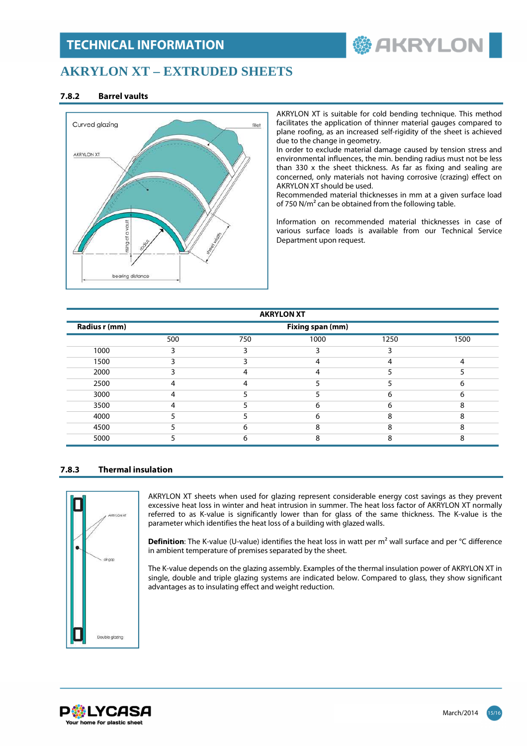# TECHNICAL INFORMATION

## AKRYLON XT – EXTRUDED SHEETS

### 7.8.2 Barrel vaults

AKRYLON XT is suitable for cold bending technique. This method facilitates the application of thinner material gauges compared to plane roofing, as an increased self-rigidity of the sheet is achieved due to the change in geometry.
In order to exclude material damage caused by tension stress and environmental influences, the min. bending radius must not be less than 330 x the sheet thickness. As far as fixing and sealing are concerned, only materials not having corrosive (crazing) effect on AKRYLON XT should be used.
Recommended material thicknesses in mm at a given surface load of 750 N/m² can be obtained from the following table.

Information on recommended material thicknesses in case of various surface loads is available from our Technical Service Department upon request.

**AKRYLON XT**

| Radius r (mm) | Fixing span (mm) | | | | |
|---|---|---|---|---|---|
| | 500 | 750 | 1000 | 1250 | 1500 |
| 1000 | 3 | 3 | 3 | 3 | |
| 1500 | 3 | 3 | 4 | 4 | 4 |
| 2000 | 3 | 4 | 4 | 5 | 5 |
| 2500 | 4 | 4 | 5 | 5 | 6 |
| 3000 | 4 | 5 | 5 | 6 | 6 |
| 3500 | 4 | 5 | 6 | 6 | 8 |
| 4000 | 5 | 5 | 6 | 8 | 8 |
| 4500 | 5 | 6 | 8 | 8 | 8 |
| 5000 | 5 | 6 | 8 | 8 | 8 |

### 7.8.3 Thermal insulation

AKRYLON XT sheets when used for glazing represent considerable energy cost savings as they prevent excessive heat loss in winter and heat intrusion in summer. The heat loss factor of AKRYLON XT normally referred to as K-value is significantly lower than for glass of the same thickness. The K-value is the parameter which identifies the heat loss of a building with glazed walls.

**Definition**: The K-value (U-value) identifies the heat loss in watt per m² wall surface and per °C difference in ambient temperature of premises separated by the sheet.

The K-value depends on the glazing assembly. Examples of the thermal insulation power of AKRYLON XT in single, double and triple glazing systems are indicated below. Compared to glass, they show significant advantages as to insulating effect and weight reduction.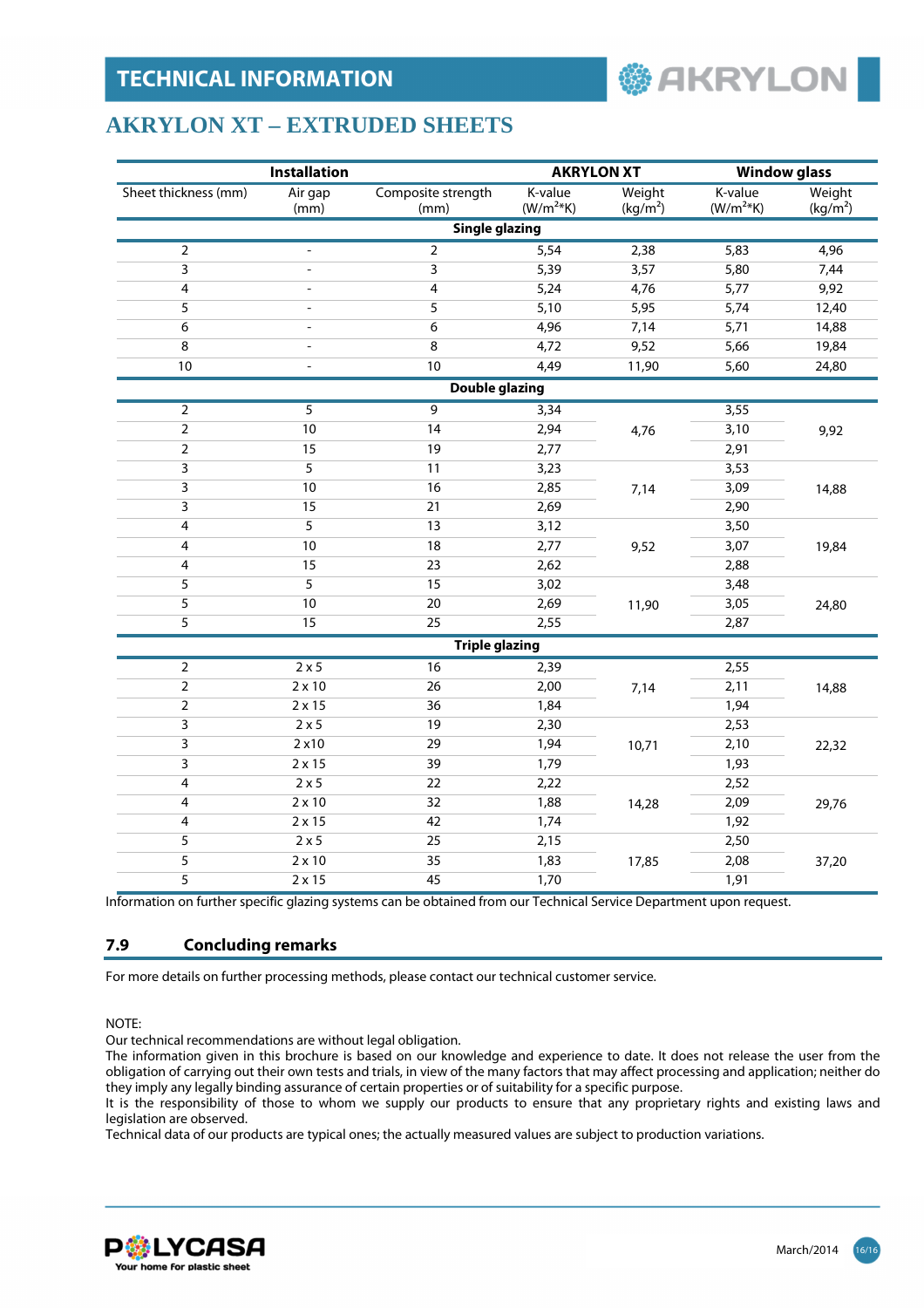# TECHNICAL INFORMATION

## AKRYLON XT – EXTRUDED SHEETS

| Installation | | | AKRYLON XT | | Window glass | |
|---|---|---|---|---|---|---|
| Sheet thickness (mm) | Air gap (mm) | Composite strength (mm) | K-value ($W/m^2*K$) | Weight ($kg/m^2$) | K-value ($W/m^2*K$) | Weight ($kg/m^2$) |
| **Single glazing** | | | | | | |
| 2 | - | 2 | 5,54 | 2,38 | 5,83 | 4,96 |
| 3 | - | 3 | 5,39 | 3,57 | 5,80 | 7,44 |
| 4 | - | 4 | 5,24 | 4,76 | 5,77 | 9,92 |
| 5 | - | 5 | 5,10 | 5,95 | 5,74 | 12,40 |
| 6 | - | 6 | 4,96 | 7,14 | 5,71 | 14,88 |
| 8 | - | 8 | 4,72 | 9,52 | 5,66 | 19,84 |
| 10 | - | 10 | 4,49 | 11,90 | 5,60 | 24,80 |
| **Double glazing** | | | | | | |
| 2 | 5 | 9 | 3,34 | | 3,55 | |
| 2 | 10 | 14 | 2,94 | 4,76 | 3,10 | 9,92 |
| 2 | 15 | 19 | 2,77 | | 2,91 | |
| 3 | 5 | 11 | 3,23 | | 3,53 | |
| 3 | 10 | 16 | 2,85 | 7,14 | 3,09 | 14,88 |
| 3 | 15 | 21 | 2,69 | | 2,90 | |
| 4 | 5 | 13 | 3,12 | | 3,50 | |
| 4 | 10 | 18 | 2,77 | 9,52 | 3,07 | 19,84 |
| 4 | 15 | 23 | 2,62 | | 2,88 | |
| 5 | 5 | 15 | 3,02 | | 3,48 | |
| 5 | 10 | 20 | 2,69 | 11,90 | 3,05 | 24,80 |
| 5 | 15 | 25 | 2,55 | | 2,87 | |
| **Triple glazing** | | | | | | |
| 2 | 2 x 5 | 16 | 2,39 | | 2,55 | |
| 2 | 2 x 10 | 26 | 2,00 | 7,14 | 2,11 | 14,88 |
| 2 | 2 x 15 | 36 | 1,84 | | 1,94 | |
| 3 | 2 x 5 | 19 | 2,30 | | 2,53 | |
| 3 | 2 x10 | 29 | 1,94 | 10,71 | 2,10 | 22,32 |
| 3 | 2 x 15 | 39 | 1,79 | | 1,93 | |
| 4 | 2 x 5 | 22 | 2,22 | | 2,52 | |
| 4 | 2 x 10 | 32 | 1,88 | 14,28 | 2,09 | 29,76 |
| 4 | 2 x 15 | 42 | 1,74 | | 1,92 | |
| 5 | 2 x 5 | 25 | 2,15 | | 2,50 | |
| 5 | 2 x 10 | 35 | 1,83 | 17,85 | 2,08 | 37,20 |
| 5 | 2 x 15 | 45 | 1,70 | | 1,91 | |

Information on further specific glazing systems can be obtained from our Technical Service Department upon request.

### 7.9 Concluding remarks

For more details on further processing methods, please contact our technical customer service.

NOTE:
Our technical recommendations are without legal obligation.
The information given in this brochure is based on our knowledge and experience to date. It does not release the user from the obligation of carrying out their own tests and trials, in view of the many factors that may affect processing and application; neither do they imply any legally binding assurance of certain properties or of suitability for a specific purpose.
It is the responsibility of those to whom we supply our products to ensure that any proprietary rights and existing laws and legislation are observed.
Technical data of our products are typical ones; the actually measured values are subject to production variations.

POLYCASA
Your home for plastic sheet

March/2014